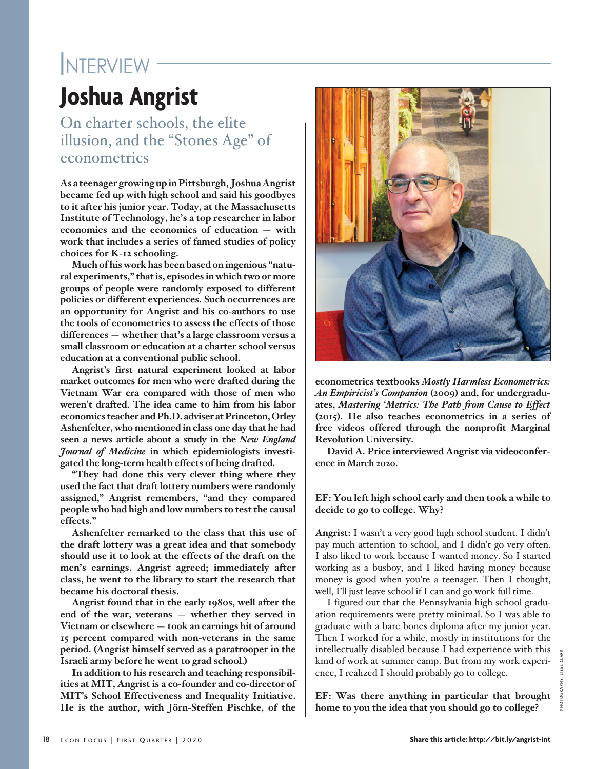# Interview

# Joshua Angrist

## On charter schools, the elite illusion, and the "Stones Age" of econometrics

**As a teenager growing up in Pittsburgh, Joshua Angrist became fed up with high school and said his goodbyes to it after his junior year. Today, at the Massachusetts Institute of Technology, he's a top researcher in labor economics and the economics of education — with work that includes a series of famed studies of policy choices for K-12 schooling.**

**Much of his work has been based on ingenious "natural experiments," that is, episodes in which two or more groups of people were randomly exposed to different policies or different experiences. Such occurrences are an opportunity for Angrist and his co-authors to use the tools of econometrics to assess the effects of those differences — whether that's a large classroom versus a small classroom or education at a charter school versus education at a conventional public school.**

**Angrist's first natural experiment looked at labor market outcomes for men who were drafted during the Vietnam War era compared with those of men who weren't drafted. The idea came to him from his labor economics teacher and Ph.D. adviser at Princeton, Orley Ashenfelter, who mentioned in class one day that he had seen a news article about a study in the *New England Journal of Medicine* in which epidemiologists investigated the long-term health effects of being drafted.**

**"They had done this very clever thing where they used the fact that draft lottery numbers were randomly assigned," Angrist remembers, "and they compared people who had high and low numbers to test the causal effects."**

**Ashenfelter remarked to the class that this use of the draft lottery was a great idea and that somebody should use it to look at the effects of the draft on the men's earnings. Angrist agreed; immediately after class, he went to the library to start the research that became his doctoral thesis.**

**Angrist found that in the early 1980s, well after the end of the war, veterans — whether they served in Vietnam or elsewhere — took an earnings hit of around 15 percent compared with non-veterans in the same period. (Angrist himself served as a paratrooper in the Israeli army before he went to grad school.)**

**In addition to his research and teaching responsibilities at MIT, Angrist is a co-founder and co-director of MIT's School Effectiveness and Inequality Initiative. He is the author, with Jörn-Steffen Pischke, of the econometrics textbooks *Mostly Harmless Econometrics: An Empiricist's Companion* (2009) and, for undergraduates, *Mastering 'Metrics: The Path from Cause to Effect* (2015). He also teaches econometrics in a series of free videos offered through the nonprofit Marginal Revolution University.**

**David A. Price interviewed Angrist via videoconference in March 2020.**

**EF: You left high school early and then took a while to decide to go to college. Why?**

**Angrist:** I wasn't a very good high school student. I didn't pay much attention to school, and I didn't go very often. I also liked to work because I wanted money. So I started working as a busboy, and I liked having money because money is good when you're a teenager. Then I thought, well, I'll just leave school if I can and go work full time.

I figured out that the Pennsylvania high school graduation requirements were pretty minimal. So I was able to graduate with a bare bones diploma after my junior year. Then I worked for a while, mostly in institutions for the intellectually disabled because I had experience with this kind of work at summer camp. But from my work experience, I realized I should probably go to college.

**EF: Was there anything in particular that brought home to you the idea that you should go to college?**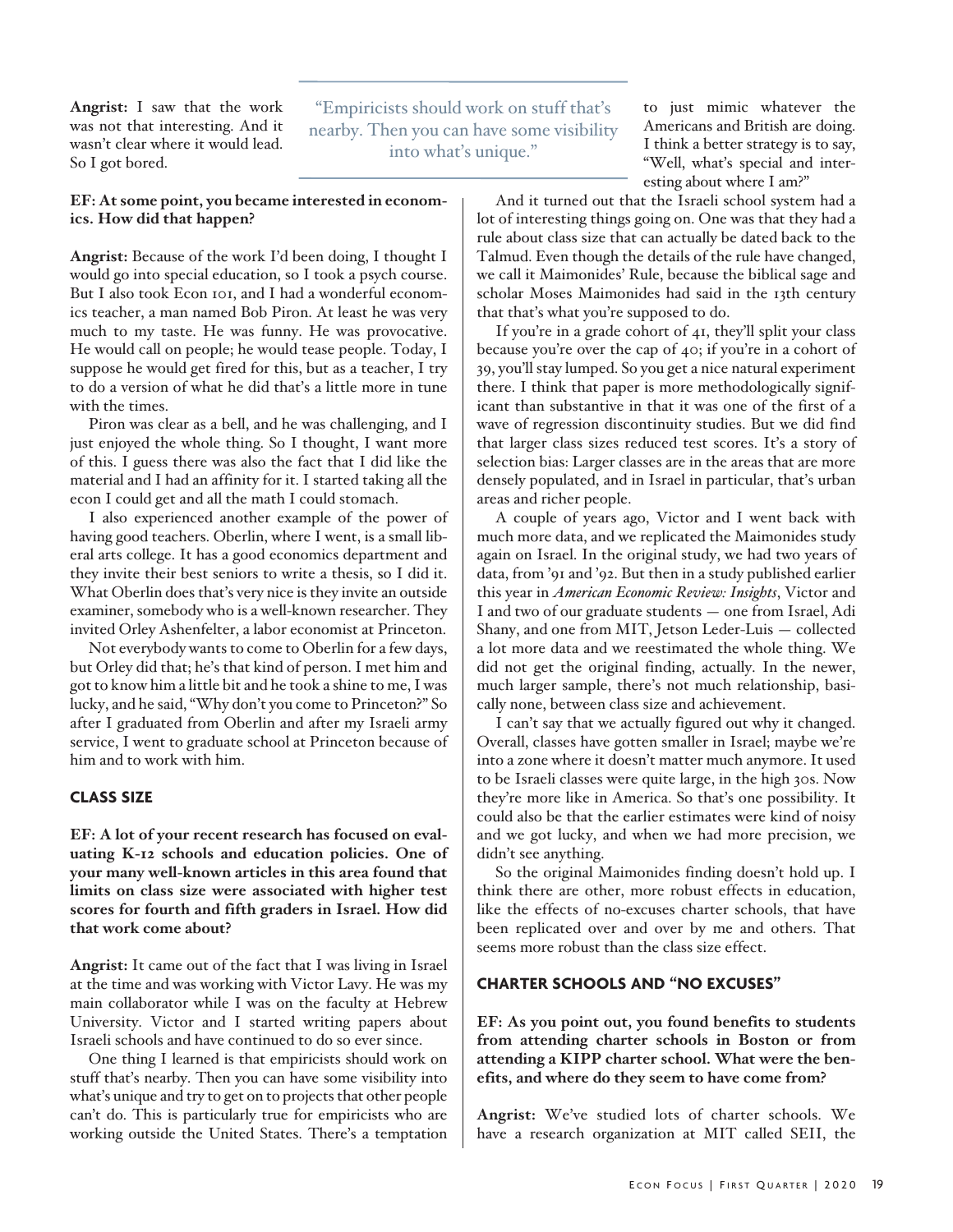**Angrist:** I saw that the work was not that interesting. And it wasn't clear where it would lead. So I got bored.

**EF: At some point, you became interested in economics. How did that happen?**

**Angrist:** Because of the work I'd been doing, I thought I would go into special education, so I took a psych course. But I also took Econ 101, and I had a wonderful economics teacher, a man named Bob Piron. At least he was very much to my taste. He was funny. He was provocative. He would call on people; he would tease people. Today, I suppose he would get fired for this, but as a teacher, I try to do a version of what he did that's a little more in tune with the times.

Piron was clear as a bell, and he was challenging, and I just enjoyed the whole thing. So I thought, I want more of this. I guess there was also the fact that I did like the material and I had an affinity for it. I started taking all the econ I could get and all the math I could stomach.

I also experienced another example of the power of having good teachers. Oberlin, where I went, is a small liberal arts college. It has a good economics department and they invite their best seniors to write a thesis, so I did it. What Oberlin does that's very nice is they invite an outside examiner, somebody who is a well-known researcher. They invited Orley Ashenfelter, a labor economist at Princeton.

Not everybody wants to come to Oberlin for a few days, but Orley did that; he's that kind of person. I met him and got to know him a little bit and he took a shine to me, I was lucky, and he said, "Why don't you come to Princeton?" So after I graduated from Oberlin and after my Israeli army service, I went to graduate school at Princeton because of him and to work with him.

## CLASS SIZE

**EF: A lot of your recent research has focused on evaluating K-12 schools and education policies. One of your many well-known articles in this area found that limits on class size were associated with higher test scores for fourth and fifth graders in Israel. How did that work come about?**

**Angrist:** It came out of the fact that I was living in Israel at the time and was working with Victor Lavy. He was my main collaborator while I was on the faculty at Hebrew University. Victor and I started writing papers about Israeli schools and have continued to do so ever since.

One thing I learned is that empiricists should work on stuff that's nearby. Then you can have some visibility into what's unique and try to get on to projects that other people can't do. This is particularly true for empiricists who are working outside the United States. There's a temptation to just mimic whatever the Americans and British are doing. I think a better strategy is to say, "Well, what's special and interesting about where I am?"

> "Empiricists should work on stuff that's nearby. Then you can have some visibility into what's unique."

And it turned out that the Israeli school system had a lot of interesting things going on. One was that they had a rule about class size that can actually be dated back to the Talmud. Even though the details of the rule have changed, we call it Maimonides' Rule, because the biblical sage and scholar Moses Maimonides had said in the 13th century that that's what you're supposed to do.

If you're in a grade cohort of 41, they'll split your class because you're over the cap of 40; if you're in a cohort of 39, you'll stay lumped. So you get a nice natural experiment there. I think that paper is more methodologically significant than substantive in that it was one of the first of a wave of regression discontinuity studies. But we did find that larger class sizes reduced test scores. It's a story of selection bias: Larger classes are in the areas that are more densely populated, and in Israel in particular, that's urban areas and richer people.

A couple of years ago, Victor and I went back with much more data, and we replicated the Maimonides study again on Israel. In the original study, we had two years of data, from '91 and '92. But then in a study published earlier this year in *American Economic Review: Insights*, Victor and I and two of our graduate students — one from Israel, Adi Shany, and one from MIT, Jetson Leder-Luis — collected a lot more data and we reestimated the whole thing. We did not get the original finding, actually. In the newer, much larger sample, there's not much relationship, basically none, between class size and achievement.

I can't say that we actually figured out why it changed. Overall, classes have gotten smaller in Israel; maybe we're into a zone where it doesn't matter much anymore. It used to be Israeli classes were quite large, in the high 30s. Now they're more like in America. So that's one possibility. It could also be that the earlier estimates were kind of noisy and we got lucky, and when we had more precision, we didn't see anything.

So the original Maimonides finding doesn't hold up. I think there are other, more robust effects in education, like the effects of no-excuses charter schools, that have been replicated over and over by me and others. That seems more robust than the class size effect.

## CHARTER SCHOOLS AND "NO EXCUSES"

**EF: As you point out, you found benefits to students from attending charter schools in Boston or from attending a KIPP charter school. What were the benefits, and where do they seem to have come from?**

**Angrist:** We've studied lots of charter schools. We have a research organization at MIT called SEII, the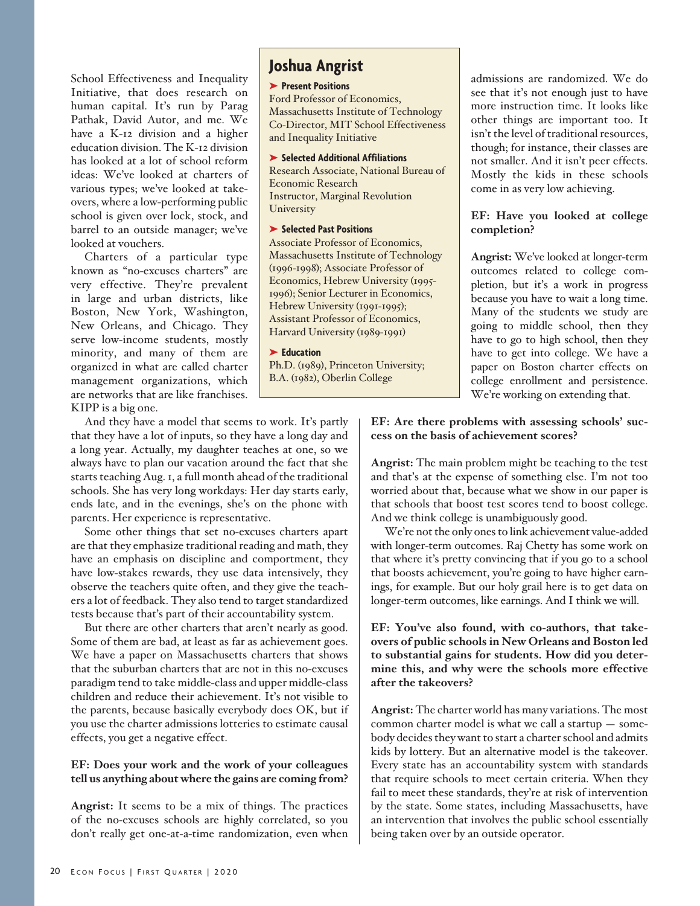School Effectiveness and Inequality Initiative, that does research on human capital. It's run by Parag Pathak, David Autor, and me. We have a K-12 division and a higher education division. The K-12 division has looked at a lot of school reform ideas: We've looked at charters of various types; we've looked at takeovers, where a low-performing public school is given over lock, stock, and barrel to an outside manager; we've looked at vouchers.

Charters of a particular type known as "no-excuses charters" are very effective. They're prevalent in large and urban districts, like Boston, New York, Washington, New Orleans, and Chicago. They serve low-income students, mostly minority, and many of them are organized in what are called charter management organizations, which are networks that are like franchises. KIPP is a big one.

And they have a model that seems to work. It's partly that they have a lot of inputs, so they have a long day and a long year. Actually, my daughter teaches at one, so we always have to plan our vacation around the fact that she starts teaching Aug. 1, a full month ahead of the traditional schools. She has very long workdays: Her day starts early, ends late, and in the evenings, she's on the phone with parents. Her experience is representative.

Some other things that set no-excuses charters apart are that they emphasize traditional reading and math, they have an emphasis on discipline and comportment, they have low-stakes rewards, they use data intensively, they observe the teachers quite often, and they give the teachers a lot of feedback. They also tend to target standardized tests because that's part of their accountability system.

But there are other charters that aren't nearly as good. Some of them are bad, at least as far as achievement goes. We have a paper on Massachusetts charters that shows that the suburban charters that are not in this no-excuses paradigm tend to take middle-class and upper middle-class children and reduce their achievement. It's not visible to the parents, because basically everybody does OK, but if you use the charter admissions lotteries to estimate causal effects, you get a negative effect.

## Joshua Angrist

**➤ Present Positions**

Ford Professor of Economics, Massachusetts Institute of Technology

Co-Director, MIT School Effectiveness and Inequality Initiative

**➤ Selected Additional Affiliations**

Research Associate, National Bureau of Economic Research

Instructor, Marginal Revolution University

**➤ Selected Past Positions**

Associate Professor of Economics, Massachusetts Institute of Technology (1996-1998); Associate Professor of Economics, Hebrew University (1995-1996); Senior Lecturer in Economics, Hebrew University (1991-1995); Assistant Professor of Economics, Harvard University (1989-1991)

**➤ Education**

Ph.D. (1989), Princeton University; B.A. (1982), Oberlin College

**EF: Does your work and the work of your colleagues tell us anything about where the gains are coming from?**

**Angrist:** It seems to be a mix of things. The practices of the no-excuses schools are highly correlated, so you don't really get one-at-a-time randomization, even when admissions are randomized. We do see that it's not enough just to have more instruction time. It looks like other things are important too. It isn't the level of traditional resources, though; for instance, their classes are not smaller. And it isn't peer effects. Mostly the kids in these schools come in as very low achieving.

**EF: Have you looked at college completion?**

**Angrist:** We've looked at longer-term outcomes related to college completion, but it's a work in progress because you have to wait a long time. Many of the students we study are going to middle school, then they have to go to high school, then they have to get into college. We have a paper on Boston charter effects on college enrollment and persistence. We're working on extending that.

**EF: Are there problems with assessing schools' success on the basis of achievement scores?**

**Angrist:** The main problem might be teaching to the test and that's at the expense of something else. I'm not too worried about that, because what we show in our paper is that schools that boost test scores tend to boost college. And we think college is unambiguously good.

We're not the only ones to link achievement value-added with longer-term outcomes. Raj Chetty has some work on that where it's pretty convincing that if you go to a school that boosts achievement, you're going to have higher earnings, for example. But our holy grail here is to get data on longer-term outcomes, like earnings. And I think we will.

**EF: You've also found, with co-authors, that takeovers of public schools in New Orleans and Boston led to substantial gains for students. How did you determine this, and why were the schools more effective after the takeovers?**

**Angrist:** The charter world has many variations. The most common charter model is what we call a startup — somebody decides they want to start a charter school and admits kids by lottery. But an alternative model is the takeover. Every state has an accountability system with standards that require schools to meet certain criteria. When they fail to meet these standards, they're at risk of intervention by the state. Some states, including Massachusetts, have an intervention that involves the public school essentially being taken over by an outside operator.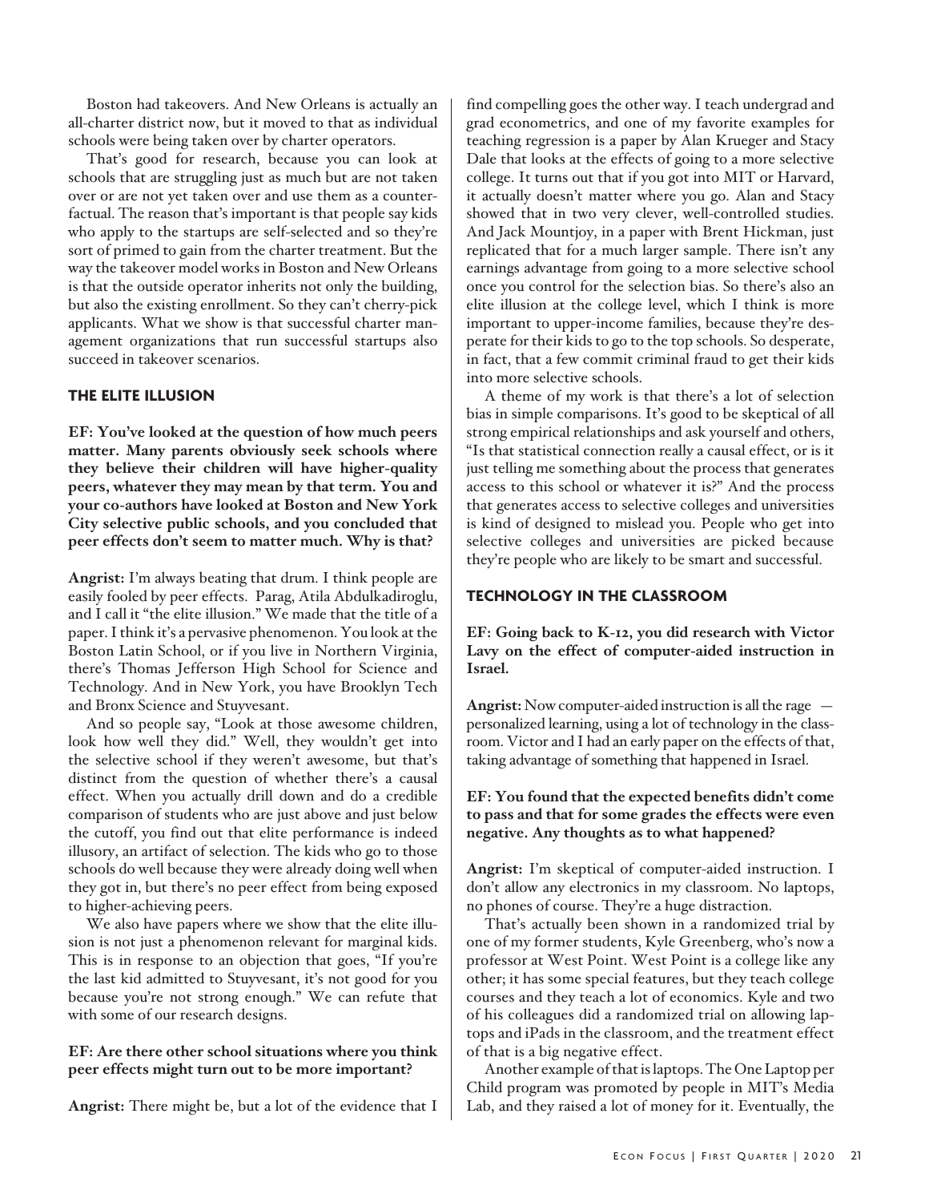Boston had takeovers. And New Orleans is actually an all-charter district now, but it moved to that as individual schools were being taken over by charter operators.

That's good for research, because you can look at schools that are struggling just as much but are not taken over or are not yet taken over and use them as a counterfactual. The reason that's important is that people say kids who apply to the startups are self-selected and so they're sort of primed to gain from the charter treatment. But the way the takeover model works in Boston and New Orleans is that the outside operator inherits not only the building, but also the existing enrollment. So they can't cherry-pick applicants. What we show is that successful charter management organizations that run successful startups also succeed in takeover scenarios.

## THE ELITE ILLUSION

**EF: You've looked at the question of how much peers matter. Many parents obviously seek schools where they believe their children will have higher-quality peers, whatever they may mean by that term. You and your co-authors have looked at Boston and New York City selective public schools, and you concluded that peer effects don't seem to matter much. Why is that?**

**Angrist:** I'm always beating that drum. I think people are easily fooled by peer effects. Parag, Atila Abdulkadiroglu, and I call it "the elite illusion." We made that the title of a paper. I think it's a pervasive phenomenon. You look at the Boston Latin School, or if you live in Northern Virginia, there's Thomas Jefferson High School for Science and Technology. And in New York, you have Brooklyn Tech and Bronx Science and Stuyvesant.

And so people say, "Look at those awesome children, look how well they did." Well, they wouldn't get into the selective school if they weren't awesome, but that's distinct from the question of whether there's a causal effect. When you actually drill down and do a credible comparison of students who are just above and just below the cutoff, you find out that elite performance is indeed illusory, an artifact of selection. The kids who go to those schools do well because they were already doing well when they got in, but there's no peer effect from being exposed to higher-achieving peers.

We also have papers where we show that the elite illusion is not just a phenomenon relevant for marginal kids. This is in response to an objection that goes, "If you're the last kid admitted to Stuyvesant, it's not good for you because you're not strong enough." We can refute that with some of our research designs.

**EF: Are there other school situations where you think peer effects might turn out to be more important?**

**Angrist:** There might be, but a lot of the evidence that I find compelling goes the other way. I teach undergrad and grad econometrics, and one of my favorite examples for teaching regression is a paper by Alan Krueger and Stacy Dale that looks at the effects of going to a more selective college. It turns out that if you got into MIT or Harvard, it actually doesn't matter where you go. Alan and Stacy showed that in two very clever, well-controlled studies. And Jack Mountjoy, in a paper with Brent Hickman, just replicated that for a much larger sample. There isn't any earnings advantage from going to a more selective school once you control for the selection bias. So there's also an elite illusion at the college level, which I think is more important to upper-income families, because they're desperate for their kids to go to the top schools. So desperate, in fact, that a few commit criminal fraud to get their kids into more selective schools.

A theme of my work is that there's a lot of selection bias in simple comparisons. It's good to be skeptical of all strong empirical relationships and ask yourself and others, "Is that statistical connection really a causal effect, or is it just telling me something about the process that generates access to this school or whatever it is?" And the process that generates access to selective colleges and universities is kind of designed to mislead you. People who get into selective colleges and universities are picked because they're people who are likely to be smart and successful.

## TECHNOLOGY IN THE CLASSROOM

**EF: Going back to K-12, you did research with Victor Lavy on the effect of computer-aided instruction in Israel.**

**Angrist:** Now computer-aided instruction is all the rage — personalized learning, using a lot of technology in the classroom. Victor and I had an early paper on the effects of that, taking advantage of something that happened in Israel.

**EF: You found that the expected benefits didn't come to pass and that for some grades the effects were even negative. Any thoughts as to what happened?**

**Angrist:** I'm skeptical of computer-aided instruction. I don't allow any electronics in my classroom. No laptops, no phones of course. They're a huge distraction.

That's actually been shown in a randomized trial by one of my former students, Kyle Greenberg, who's now a professor at West Point. West Point is a college like any other; it has some special features, but they teach college courses and they teach a lot of economics. Kyle and two of his colleagues did a randomized trial on allowing laptops and iPads in the classroom, and the treatment effect of that is a big negative effect.

Another example of that is laptops. The One Laptop per Child program was promoted by people in MIT's Media Lab, and they raised a lot of money for it. Eventually, the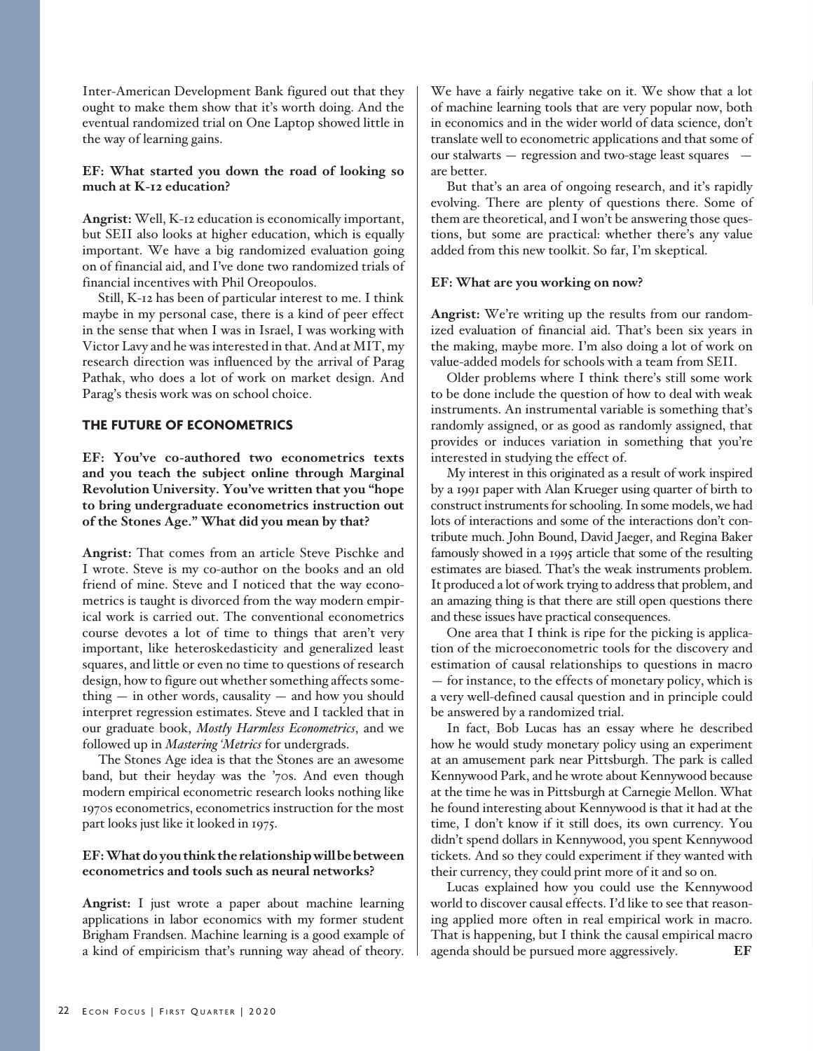Inter-American Development Bank figured out that they ought to make them show that it's worth doing. And the eventual randomized trial on One Laptop showed little in the way of learning gains.

**EF: What started you down the road of looking so much at K-12 education?**

**Angrist:** Well, K-12 education is economically important, but SEII also looks at higher education, which is equally important. We have a big randomized evaluation going on of financial aid, and I've done two randomized trials of financial incentives with Phil Oreopoulos.

Still, K-12 has been of particular interest to me. I think maybe in my personal case, there is a kind of peer effect in the sense that when I was in Israel, I was working with Victor Lavy and he was interested in that. And at MIT, my research direction was influenced by the arrival of Parag Pathak, who does a lot of work on market design. And Parag's thesis work was on school choice.

## THE FUTURE OF ECONOMETRICS

**EF: You've co-authored two econometrics texts and you teach the subject online through Marginal Revolution University. You've written that you "hope to bring undergraduate econometrics instruction out of the Stones Age." What did you mean by that?**

**Angrist:** That comes from an article Steve Pischke and I wrote. Steve is my co-author on the books and an old friend of mine. Steve and I noticed that the way econometrics is taught is divorced from the way modern empirical work is carried out. The conventional econometrics course devotes a lot of time to things that aren't very important, like heteroskedasticity and generalized least squares, and little or even no time to questions of research design, how to figure out whether something affects something — in other words, causality — and how you should interpret regression estimates. Steve and I tackled that in our graduate book, *Mostly Harmless Econometrics*, and we followed up in *Mastering 'Metrics* for undergrads.

The Stones Age idea is that the Stones are an awesome band, but their heyday was the '70s. And even though modern empirical econometric research looks nothing like 1970s econometrics, econometrics instruction for the most part looks just like it looked in 1975.

**EF: What do you think the relationship will be between econometrics and tools such as neural networks?**

**Angrist:** I just wrote a paper about machine learning applications in labor economics with my former student Brigham Frandsen. Machine learning is a good example of a kind of empiricism that's running way ahead of theory. We have a fairly negative take on it. We show that a lot of machine learning tools that are very popular now, both in economics and in the wider world of data science, don't translate well to econometric applications and that some of our stalwarts — regression and two-stage least squares — are better.

But that's an area of ongoing research, and it's rapidly evolving. There are plenty of questions there. Some of them are theoretical, and I won't be answering those questions, but some are practical: whether there's any value added from this new toolkit. So far, I'm skeptical.

**EF: What are you working on now?**

**Angrist:** We're writing up the results from our randomized evaluation of financial aid. That's been six years in the making, maybe more. I'm also doing a lot of work on value-added models for schools with a team from SEII.

Older problems where I think there's still some work to be done include the question of how to deal with weak instruments. An instrumental variable is something that's randomly assigned, or as good as randomly assigned, that provides or induces variation in something that you're interested in studying the effect of.

My interest in this originated as a result of work inspired by a 1991 paper with Alan Krueger using quarter of birth to construct instruments for schooling. In some models, we had lots of interactions and some of the interactions don't contribute much. John Bound, David Jaeger, and Regina Baker famously showed in a 1995 article that some of the resulting estimates are biased. That's the weak instruments problem. It produced a lot of work trying to address that problem, and an amazing thing is that there are still open questions there and these issues have practical consequences.

One area that I think is ripe for the picking is application of the microeconometric tools for the discovery and estimation of causal relationships to questions in macro — for instance, to the effects of monetary policy, which is a very well-defined causal question and in principle could be answered by a randomized trial.

In fact, Bob Lucas has an essay where he described how he would study monetary policy using an experiment at an amusement park near Pittsburgh. The park is called Kennywood Park, and he wrote about Kennywood because at the time he was in Pittsburgh at Carnegie Mellon. What he found interesting about Kennywood is that it had at the time, I don't know if it still does, its own currency. You didn't spend dollars in Kennywood, you spent Kennywood tickets. And so they could experiment if they wanted with their currency, they could print more of it and so on.

Lucas explained how you could use the Kennywood world to discover causal effects. I'd like to see that reasoning applied more often in real empirical work in macro. That is happening, but I think the causal empirical macro agenda should be pursued more aggressively. **EF**